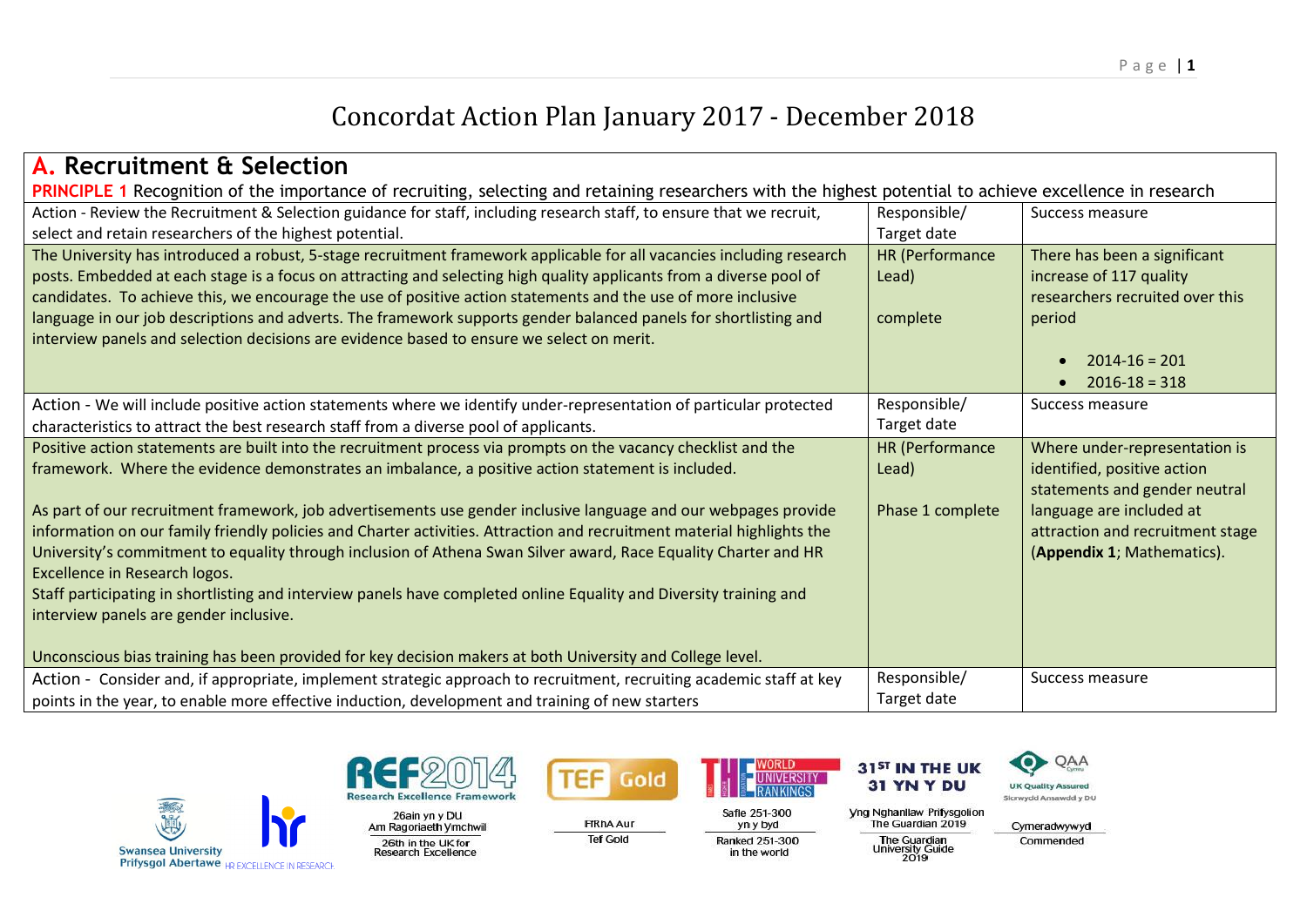# Concordat Action Plan January 2017 - December 2018

## A. Recruitment & Selection

**PRINCIPLE 1** Recognition of the importance of recruiting, selecting and retaining researchers with the highest potential to achieve excellence in research

| Action - Review the Recruitment & Selection guidance for staff, including research staff, to ensure that we recruit, select and retain researchers of the highest potential. | Responsible/ Target date | Success measure |
|---|---|---|
| The University has introduced a robust, 5-stage recruitment framework applicable for all vacancies including research posts. Embedded at each stage is a focus on attracting and selecting high quality applicants from a diverse pool of candidates. To achieve this, we encourage the use of positive action statements and the use of more inclusive language in our job descriptions and adverts. The framework supports gender balanced panels for shortlisting and interview panels and selection decisions are evidence based to ensure we select on merit. | HR (Performance Lead)<br><br>complete | There has been a significant increase of 117 quality researchers recruited over this period<br><br>• 2014-16 = 201<br>• 2016-18 = 318 |
| **Action** - We will include positive action statements where we identify under-representation of particular protected characteristics to attract the best research staff from a diverse pool of applicants. | **Responsible/ Target date** | **Success measure** |
| Positive action statements are built into the recruitment process via prompts on the vacancy checklist and the framework. Where the evidence demonstrates an imbalance, a positive action statement is included.<br><br>As part of our recruitment framework, job advertisements use gender inclusive language and our webpages provide information on our family friendly policies and Charter activities. Attraction and recruitment material highlights the University's commitment to equality through inclusion of Athena Swan Silver award, Race Equality Charter and HR Excellence in Research logos.<br>Staff participating in shortlisting and interview panels have completed online Equality and Diversity training and interview panels are gender inclusive.<br><br>Unconscious bias training has been provided for key decision makers at both University and College level. | HR (Performance Lead)<br><br>Phase 1 complete | Where under-representation is identified, positive action statements and gender neutral language are included at attraction and recruitment stage (**Appendix 1**; Mathematics). |
| **Action** - Consider and, if appropriate, implement strategic approach to recruitment, recruiting academic staff at key points in the year, to enable more effective induction, development and training of new starters | **Responsible/ Target date** | **Success measure** |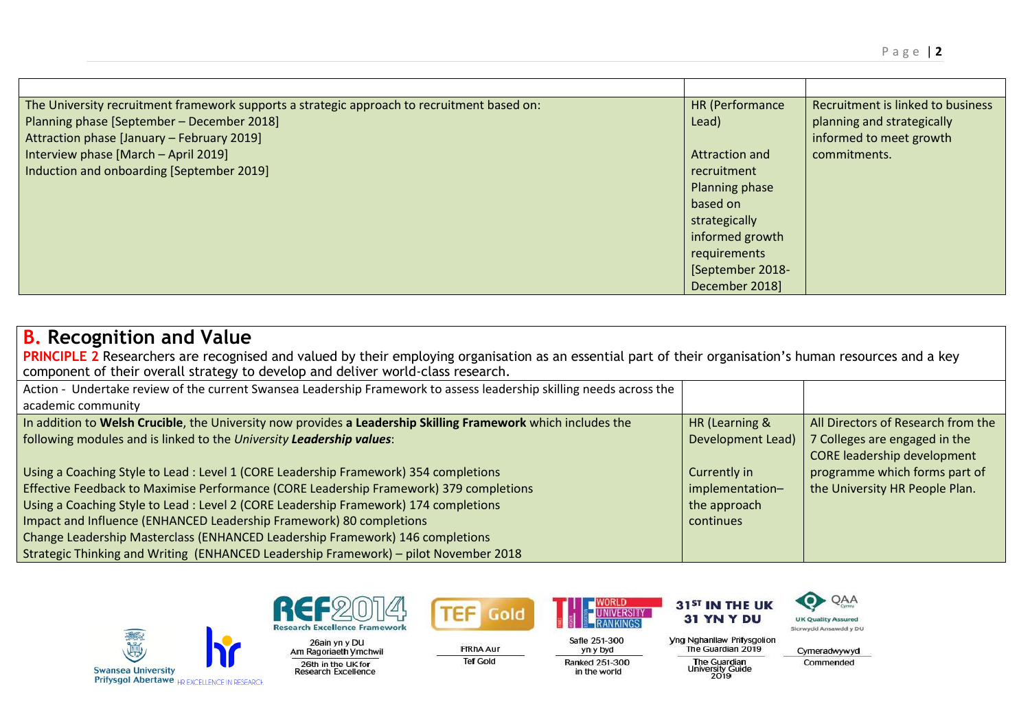| | | |
|---|---|---|
| The University recruitment framework supports a strategic approach to recruitment based on:<br>Planning phase [September – December 2018]<br>Attraction phase [January – February 2019]<br>Interview phase [March – April 2019]<br>Induction and onboarding [September 2019] | HR (Performance Lead)<br><br>Attraction and recruitment Planning phase based on strategically informed growth requirements [September 2018-December 2018] | Recruitment is linked to business planning and strategically informed to meet growth commitments. |

## B. Recognition and Value

**PRINCIPLE 2** Researchers are recognised and valued by their employing organisation as an essential part of their organisation's human resources and a key component of their overall strategy to develop and deliver world-class research.

| | | |
|---|---|---|
| Action - Undertake review of the current Swansea Leadership Framework to assess leadership skilling needs across the academic community | | |
| In addition to **Welsh Crucible**, the University now provides **a Leadership Skilling Framework** which includes the following modules and is linked to the *University* ***Leadership values***:<br><br>Using a Coaching Style to Lead : Level 1 (CORE Leadership Framework) 354 completions<br>Effective Feedback to Maximise Performance (CORE Leadership Framework) 379 completions<br>Using a Coaching Style to Lead : Level 2 (CORE Leadership Framework) 174 completions<br>Impact and Influence (ENHANCED Leadership Framework) 80 completions<br>Change Leadership Masterclass (ENHANCED Leadership Framework) 146 completions<br>Strategic Thinking and Writing (ENHANCED Leadership Framework) – pilot November 2018 | HR (Learning & Development Lead)<br><br>Currently in implementation– the approach continues | All Directors of Research from the 7 Colleges are engaged in the CORE leadership development programme which forms part of the University HR People Plan. |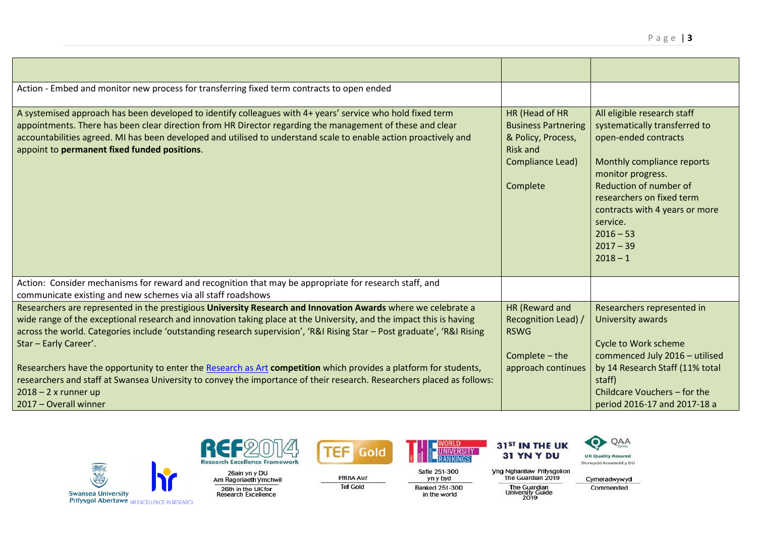| | | |
|---|---|---|
| Action - Embed and monitor new process for transferring fixed term contracts to open ended | | |
| A systemised approach has been developed to identify colleagues with 4+ years' service who hold fixed term appointments. There has been clear direction from HR Director regarding the management of these and clear accountabilities agreed. MI has been developed and utilised to understand scale to enable action proactively and appoint to **permanent fixed funded positions**. | HR (Head of HR Business Partnering & Policy, Process, Risk and Compliance Lead)<br><br>Complete | All eligible research staff systematically transferred to open-ended contracts<br><br>Monthly compliance reports monitor progress.<br>Reduction of number of researchers on fixed term contracts with 4 years or more service.<br>2016 – 53<br>2017 – 39<br>2018 – 1 |
| Action: Consider mechanisms for reward and recognition that may be appropriate for research staff, and communicate existing and new schemes via all staff roadshows | | |
| Researchers are represented in the prestigious **University Research and Innovation Awards** where we celebrate a wide range of the exceptional research and innovation taking place at the University, and the impact this is having across the world. Categories include 'outstanding research supervision', 'R&I Rising Star – Post graduate', 'R&I Rising Star – Early Career'.<br><br>Researchers have the opportunity to enter the Research as Art **competition** which provides a platform for students, researchers and staff at Swansea University to convey the importance of their research. Researchers placed as follows:<br>2018 – 2 x runner up<br>2017 – Overall winner | HR (Reward and Recognition Lead) / RSWG<br><br>Complete – the approach continues | Researchers represented in University awards<br><br>Cycle to Work scheme commenced July 2016 – utilised by 14 Research Staff (11% total staff)<br>Childcare Vouchers – for the period 2016-17 and 2017-18 a |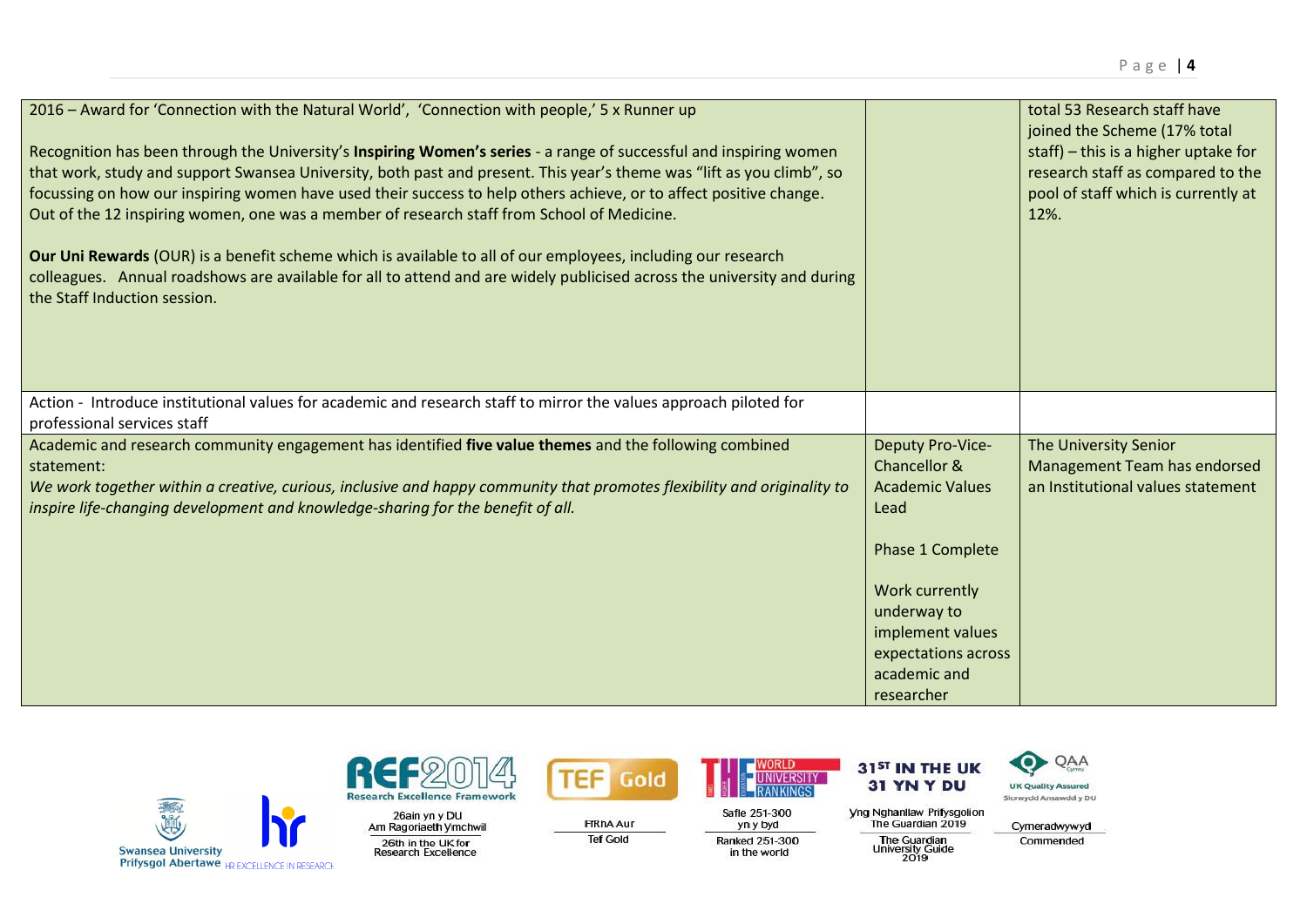| | | |
|---|---|---|
| 2016 – Award for 'Connection with the Natural World', 'Connection with people,' 5 x Runner up<br><br>Recognition has been through the University's **Inspiring Women's series** - a range of successful and inspiring women that work, study and support Swansea University, both past and present. This year's theme was "lift as you climb", so focussing on how our inspiring women have used their success to help others achieve, or to affect positive change. Out of the 12 inspiring women, one was a member of research staff from School of Medicine.<br><br>**Our Uni Rewards** (OUR) is a benefit scheme which is available to all of our employees, including our research colleagues. Annual roadshows are available for all to attend and are widely publicised across the university and during the Staff Induction session. | | total 53 Research staff have joined the Scheme (17% total staff) – this is a higher uptake for research staff as compared to the pool of staff which is currently at 12%. |
| Action - Introduce institutional values for academic and research staff to mirror the values approach piloted for professional services staff | | |
| Academic and research community engagement has identified **five value themes** and the following combined statement:<br>*We work together within a creative, curious, inclusive and happy community that promotes flexibility and originality to inspire life-changing development and knowledge-sharing for the benefit of all.* | Deputy Pro-Vice-Chancellor & Academic Values Lead<br><br>Phase 1 Complete<br><br>Work currently underway to implement values expectations across academic and researcher | The University Senior Management Team has endorsed an Institutional values statement |

Swansea University
Prifysgol Abertawe

HR EXCELLENCE IN RESEARCH

REF2014 Research Excellence Framework
26ain yn y DU
Am Ragoriaeth Ymchwil
26th in the UK for Research Excellence

TEF Gold
FfRhA Aur
Tef Gold

THE World University Rankings
Safle 251-300 yn y byd
Ranked 251-300 in the world

31ST IN THE UK
31 YN Y DU
Yng Nghanllaw Prifysgolion The Guardian 2019
The Guardian University Guide 2019

QAA Cymru
UK Quality Assured
Sicrwydd Ansawdd y DU
Cymeradwywyd
Commended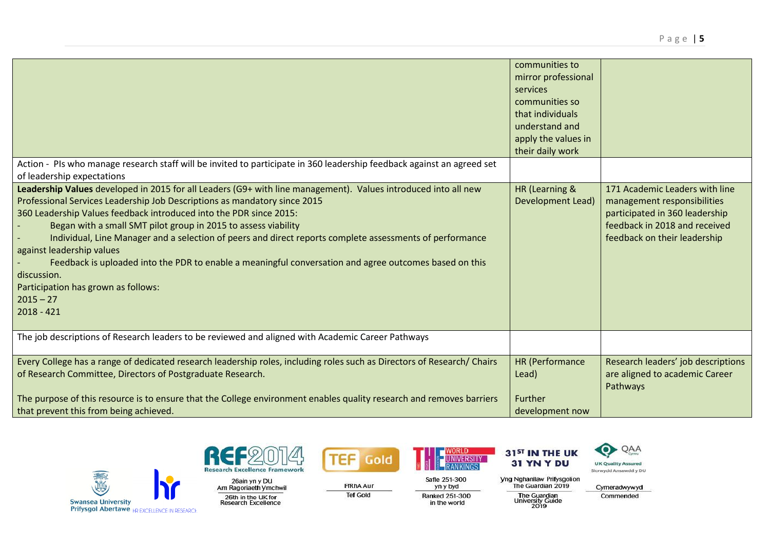| | | |
|---|---|---|
| | communities to mirror professional services communities so that individuals understand and apply the values in their daily work | |
| Action - PIs who manage research staff will be invited to participate in 360 leadership feedback against an agreed set of leadership expectations | | |
| **Leadership Values** developed in 2015 for all Leaders (G9+ with line management). Values introduced into all new Professional Services Leadership Job Descriptions as mandatory since 2015<br>360 Leadership Values feedback introduced into the PDR since 2015:<br>- Began with a small SMT pilot group in 2015 to assess viability<br>- Individual, Line Manager and a selection of peers and direct reports complete assessments of performance against leadership values<br>- Feedback is uploaded into the PDR to enable a meaningful conversation and agree outcomes based on this discussion.<br>Participation has grown as follows:<br>2015 – 27<br>2018 - 421 | HR (Learning & Development Lead) | 171 Academic Leaders with line management responsibilities participated in 360 leadership feedback in 2018 and received feedback on their leadership |
| The job descriptions of Research leaders to be reviewed and aligned with Academic Career Pathways | | |
| Every College has a range of dedicated research leadership roles, including roles such as Directors of Research/ Chairs of Research Committee, Directors of Postgraduate Research.<br><br>The purpose of this resource is to ensure that the College environment enables quality research and removes barriers that prevent this from being achieved. | HR (Performance Lead)<br><br>Further development now | Research leaders' job descriptions are aligned to academic Career Pathways |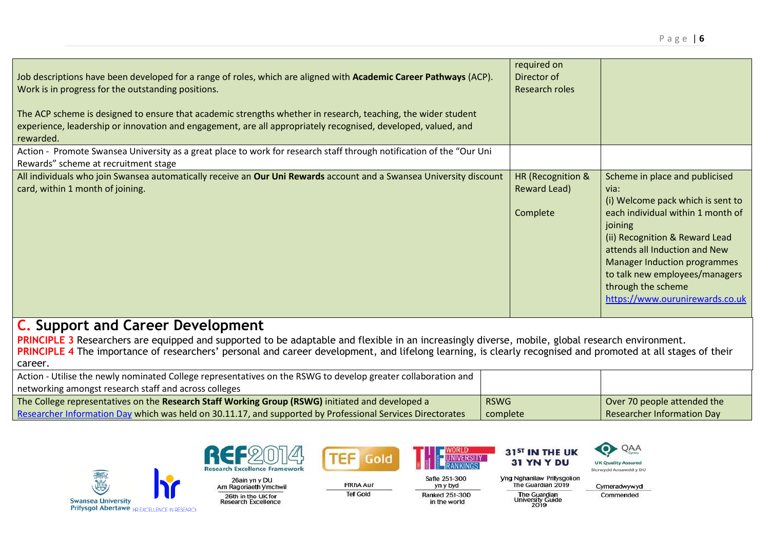| | | |
|---|---|---|
| Job descriptions have been developed for a range of roles, which are aligned with **Academic Career Pathways** (ACP). Work is in progress for the outstanding positions.<br><br>The ACP scheme is designed to ensure that academic strengths whether in research, teaching, the wider student experience, leadership or innovation and engagement, are all appropriately recognised, developed, valued, and rewarded. | required on Director of Research roles | |
| Action - Promote Swansea University as a great place to work for research staff through notification of the "Our Uni Rewards" scheme at recruitment stage | | |
| All individuals who join Swansea automatically receive an **Our Uni Rewards** account and a Swansea University discount card, within 1 month of joining. | HR (Recognition & Reward Lead)<br><br>Complete | Scheme in place and publicised via:<br>(i) Welcome pack which is sent to each individual within 1 month of joining<br>(ii) Recognition & Reward Lead attends all Induction and New Manager Induction programmes to talk new employees/managers through the scheme<br>https://www.ourunirewards.co.uk |

## C. Support and Career Development

**PRINCIPLE 3** Researchers are equipped and supported to be adaptable and flexible in an increasingly diverse, mobile, global research environment.
**PRINCIPLE 4** The importance of researchers' personal and career development, and lifelong learning, is clearly recognised and promoted at all stages of their career.

| | | |
|---|---|---|
| Action - Utilise the newly nominated College representatives on the RSWG to develop greater collaboration and networking amongst research staff and across colleges | | |
| The College representatives on the **Research Staff Working Group (RSWG)** initiated and developed a Researcher Information Day which was held on 30.11.17, and supported by Professional Services Directorates | RSWG<br>complete | Over 70 people attended the Researcher Information Day |

Swansea University
Prifysgol Abertawe
HR EXCELLENCE IN RESEARCH

REF2014 Research Excellence Framework
26ain yn y DU Am Ragoriaeth Ymchwil
26th in the UK for Research Excellence

TEF Gold
FfRhA Aur
Tef Gold

THE World University Rankings
Safle 251-300 yn y byd
Ranked 251-300 in the world

31ST IN THE UK
31 YN Y DU
Yng Nghanllaw Prifysgolion The Guardian 2019
The Guardian University Guide 2019

QAA Cymru
UK Quality Assured
Sicrwydd Ansawdd y DU
Cymeradwywyd
Commended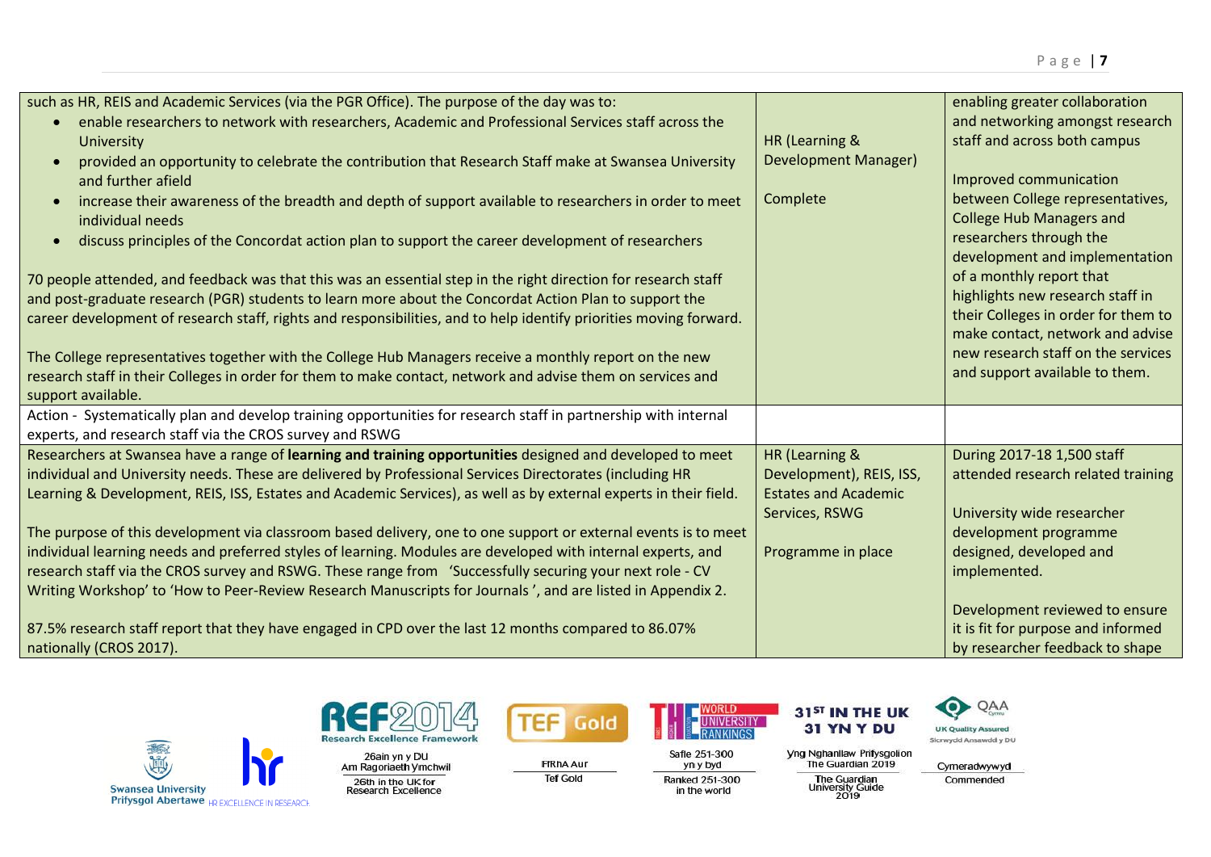| | | |
|---|---|---|
| such as HR, REIS and Academic Services (via the PGR Office). The purpose of the day was to:<br>• enable researchers to network with researchers, Academic and Professional Services staff across the University<br>• provided an opportunity to celebrate the contribution that Research Staff make at Swansea University and further afield<br>• increase their awareness of the breadth and depth of support available to researchers in order to meet individual needs<br>• discuss principles of the Concordat action plan to support the career development of researchers<br><br>70 people attended, and feedback was that this was an essential step in the right direction for research staff and post-graduate research (PGR) students to learn more about the Concordat Action Plan to support the career development of research staff, rights and responsibilities, and to help identify priorities moving forward.<br><br>The College representatives together with the College Hub Managers receive a monthly report on the new research staff in their Colleges in order for them to make contact, network and advise them on services and support available. | HR (Learning & Development Manager)<br><br>Complete | enabling greater collaboration and networking amongst research staff and across both campus<br><br>Improved communication between College representatives, College Hub Managers and researchers through the development and implementation of a monthly report that highlights new research staff in their Colleges in order for them to make contact, network and advise new research staff on the services and support available to them. |
| Action - Systematically plan and develop training opportunities for research staff in partnership with internal experts, and research staff via the CROS survey and RSWG | | |
| Researchers at Swansea have a range of **learning and training opportunities** designed and developed to meet individual and University needs. These are delivered by Professional Services Directorates (including HR Learning & Development, REIS, ISS, Estates and Academic Services), as well as by external experts in their field.<br><br>The purpose of this development via classroom based delivery, one to one support or external events is to meet individual learning needs and preferred styles of learning. Modules are developed with internal experts, and research staff via the CROS survey and RSWG. These range from 'Successfully securing your next role - CV Writing Workshop' to 'How to Peer-Review Research Manuscripts for Journals', and are listed in Appendix 2.<br><br>87.5% research staff report that they have engaged in CPD over the last 12 months compared to 86.07% nationally (CROS 2017). | HR (Learning & Development), REIS, ISS, Estates and Academic Services, RSWG<br><br>Programme in place | During 2017-18 1,500 staff attended research related training<br><br>University wide researcher development programme designed, developed and implemented.<br><br>Development reviewed to ensure it is fit for purpose and informed by researcher feedback to shape |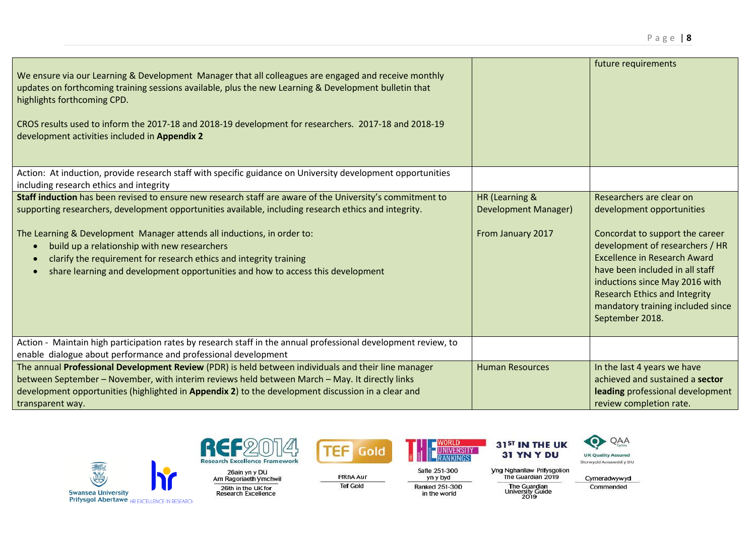| | | |
|---|---|---|
| We ensure via our Learning & Development Manager that all colleagues are engaged and receive monthly updates on forthcoming training sessions available, plus the new Learning & Development bulletin that highlights forthcoming CPD.<br><br>CROS results used to inform the 2017-18 and 2018-19 development for researchers. 2017-18 and 2018-19 development activities included in **Appendix 2** | | future requirements |
| Action: At induction, provide research staff with specific guidance on University development opportunities including research ethics and integrity | | |
| **Staff induction** has been revised to ensure new research staff are aware of the University's commitment to supporting researchers, development opportunities available, including research ethics and integrity.<br><br>The Learning & Development Manager attends all inductions, in order to:<br>• build up a relationship with new researchers<br>• clarify the requirement for research ethics and integrity training<br>• share learning and development opportunities and how to access this development | HR (Learning & Development Manager)<br><br>From January 2017 | Researchers are clear on development opportunities<br><br>Concordat to support the career development of researchers / HR Excellence in Research Award have been included in all staff inductions since May 2016 with Research Ethics and Integrity mandatory training included since September 2018. |
| Action - Maintain high participation rates by research staff in the annual professional development review, to enable dialogue about performance and professional development | | |
| The annual **Professional Development Review** (PDR) is held between individuals and their line manager between September – November, with interim reviews held between March – May. It directly links development opportunities (highlighted in **Appendix 2**) to the development discussion in a clear and transparent way. | Human Resources | In the last 4 years we have achieved and sustained a **sector leading** professional development review completion rate. |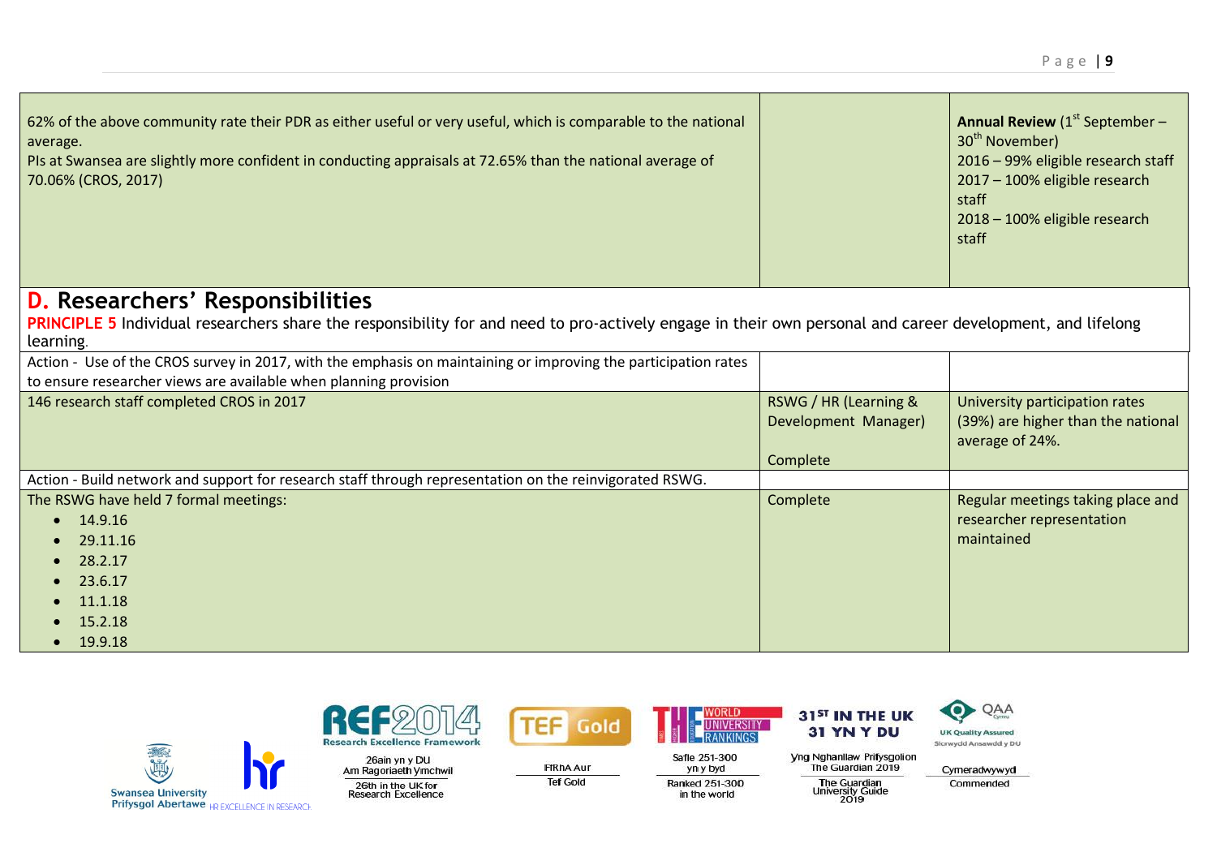| | | |
|---|---|---|
| 62% of the above community rate their PDR as either useful or very useful, which is comparable to the national average.<br>PIs at Swansea are slightly more confident in conducting appraisals at 72.65% than the national average of 70.06% (CROS, 2017) | | **Annual Review** (1st September – 30th November)<br>2016 – 99% eligible research staff<br>2017 – 100% eligible research staff<br>2018 – 100% eligible research staff |

## D. Researchers' Responsibilities

**PRINCIPLE 5** Individual researchers share the responsibility for and need to pro-actively engage in their own personal and career development, and lifelong learning.

| | | |
|---|---|---|
| Action - Use of the CROS survey in 2017, with the emphasis on maintaining or improving the participation rates to ensure researcher views are available when planning provision | | |
| 146 research staff completed CROS in 2017 | RSWG / HR (Learning & Development Manager)<br><br>Complete | University participation rates (39%) are higher than the national average of 24%. |
| Action - Build network and support for research staff through representation on the reinvigorated RSWG. | | |
| The RSWG have held 7 formal meetings:<br>• 14.9.16<br>• 29.11.16<br>• 28.2.17<br>• 23.6.17<br>• 11.1.18<br>• 15.2.18<br>• 19.9.18 | Complete | Regular meetings taking place and researcher representation maintained |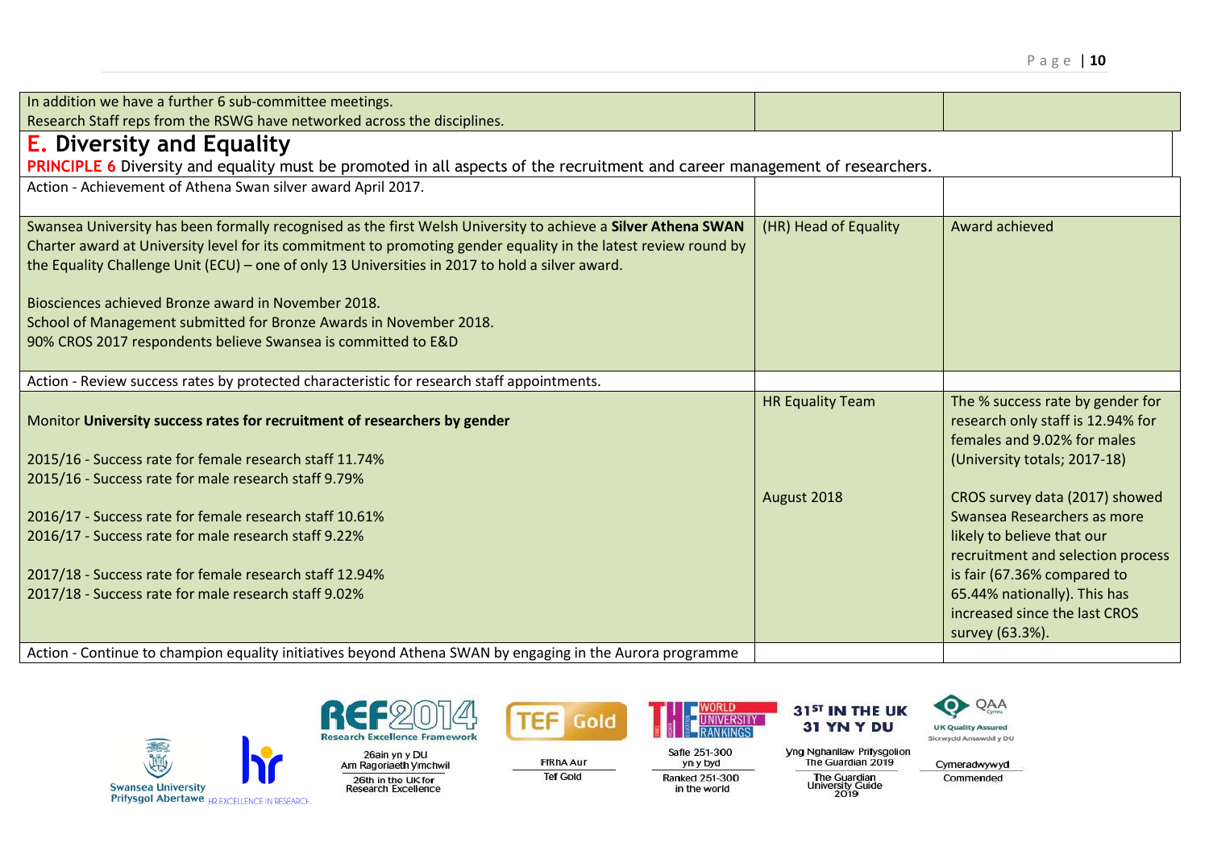| | | |
|---|---|---|
| In addition we have a further 6 sub-committee meetings.<br>Research Staff reps from the RSWG have networked across the disciplines. | | |

## E. Diversity and Equality

**PRINCIPLE 6** Diversity and equality must be promoted in all aspects of the recruitment and career management of researchers.

| | | |
|---|---|---|
| Action - Achievement of Athena Swan silver award April 2017. | | |
| Swansea University has been formally recognised as the first Welsh University to achieve a **Silver Athena SWAN** Charter award at University level for its commitment to promoting gender equality in the latest review round by the Equality Challenge Unit (ECU) – one of only 13 Universities in 2017 to hold a silver award.<br><br>Biosciences achieved Bronze award in November 2018.<br>School of Management submitted for Bronze Awards in November 2018.<br>90% CROS 2017 respondents believe Swansea is committed to E&D | (HR) Head of Equality | Award achieved |
| Action - Review success rates by protected characteristic for research staff appointments. | | |
| Monitor **University success rates for recruitment of researchers by gender**<br><br>2015/16 - Success rate for female research staff 11.74%<br>2015/16 - Success rate for male research staff 9.79%<br><br>2016/17 - Success rate for female research staff 10.61%<br>2016/17 - Success rate for male research staff 9.22%<br><br>2017/18 - Success rate for female research staff 12.94%<br>2017/18 - Success rate for male research staff 9.02% | HR Equality Team<br><br>August 2018 | The % success rate by gender for research only staff is 12.94% for females and 9.02% for males (University totals; 2017-18)<br><br>CROS survey data (2017) showed Swansea Researchers as more likely to believe that our recruitment and selection process is fair (67.36% compared to 65.44% nationally). This has increased since the last CROS survey (63.3%). |
| Action - Continue to champion equality initiatives beyond Athena SWAN by engaging in the Aurora programme | | |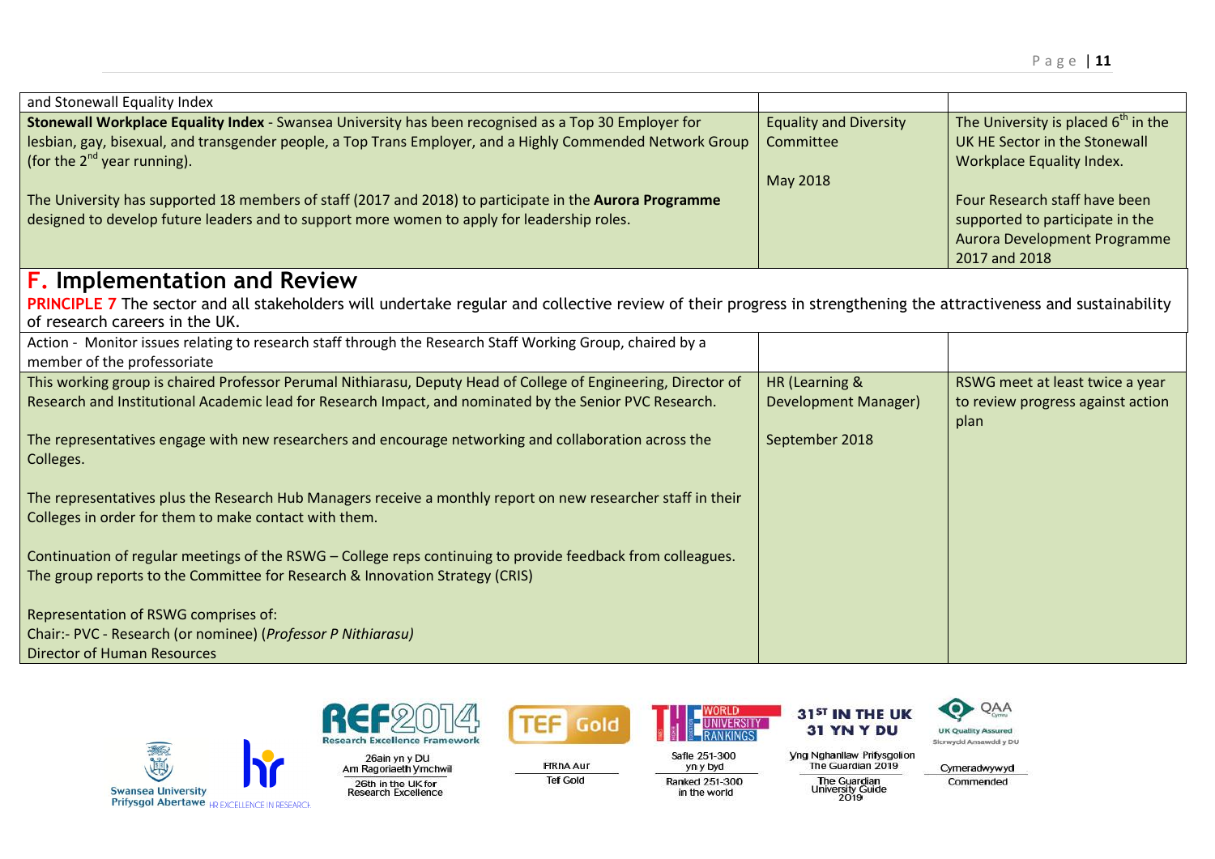| | | |
|---|---|---|
| and Stonewall Equality Index | | |
| **Stonewall Workplace Equality Index** - Swansea University has been recognised as a Top 30 Employer for lesbian, gay, bisexual, and transgender people, a Top Trans Employer, and a Highly Commended Network Group (for the 2nd year running).<br><br>The University has supported 18 members of staff (2017 and 2018) to participate in the **Aurora Programme** designed to develop future leaders and to support more women to apply for leadership roles. | Equality and Diversity Committee<br><br>May 2018 | The University is placed 6th in the UK HE Sector in the Stonewall Workplace Equality Index.<br><br>Four Research staff have been supported to participate in the Aurora Development Programme 2017 and 2018 |

## F. Implementation and Review

**PRINCIPLE 7** The sector and all stakeholders will undertake regular and collective review of their progress in strengthening the attractiveness and sustainability of research careers in the UK.

| | | |
|---|---|---|
| Action - Monitor issues relating to research staff through the Research Staff Working Group, chaired by a member of the professoriate | | |
| This working group is chaired Professor Perumal Nithiarasu, Deputy Head of College of Engineering, Director of Research and Institutional Academic lead for Research Impact, and nominated by the Senior PVC Research.<br><br>The representatives engage with new researchers and encourage networking and collaboration across the Colleges.<br><br>The representatives plus the Research Hub Managers receive a monthly report on new researcher staff in their Colleges in order for them to make contact with them.<br><br>Continuation of regular meetings of the RSWG – College reps continuing to provide feedback from colleagues. The group reports to the Committee for Research & Innovation Strategy (CRIS)<br><br>Representation of RSWG comprises of:<br>Chair:- PVC - Research (or nominee) (*Professor P Nithiarasu*)<br>Director of Human Resources | HR (Learning & Development Manager)<br><br>September 2018 | RSWG meet at least twice a year to review progress against action plan |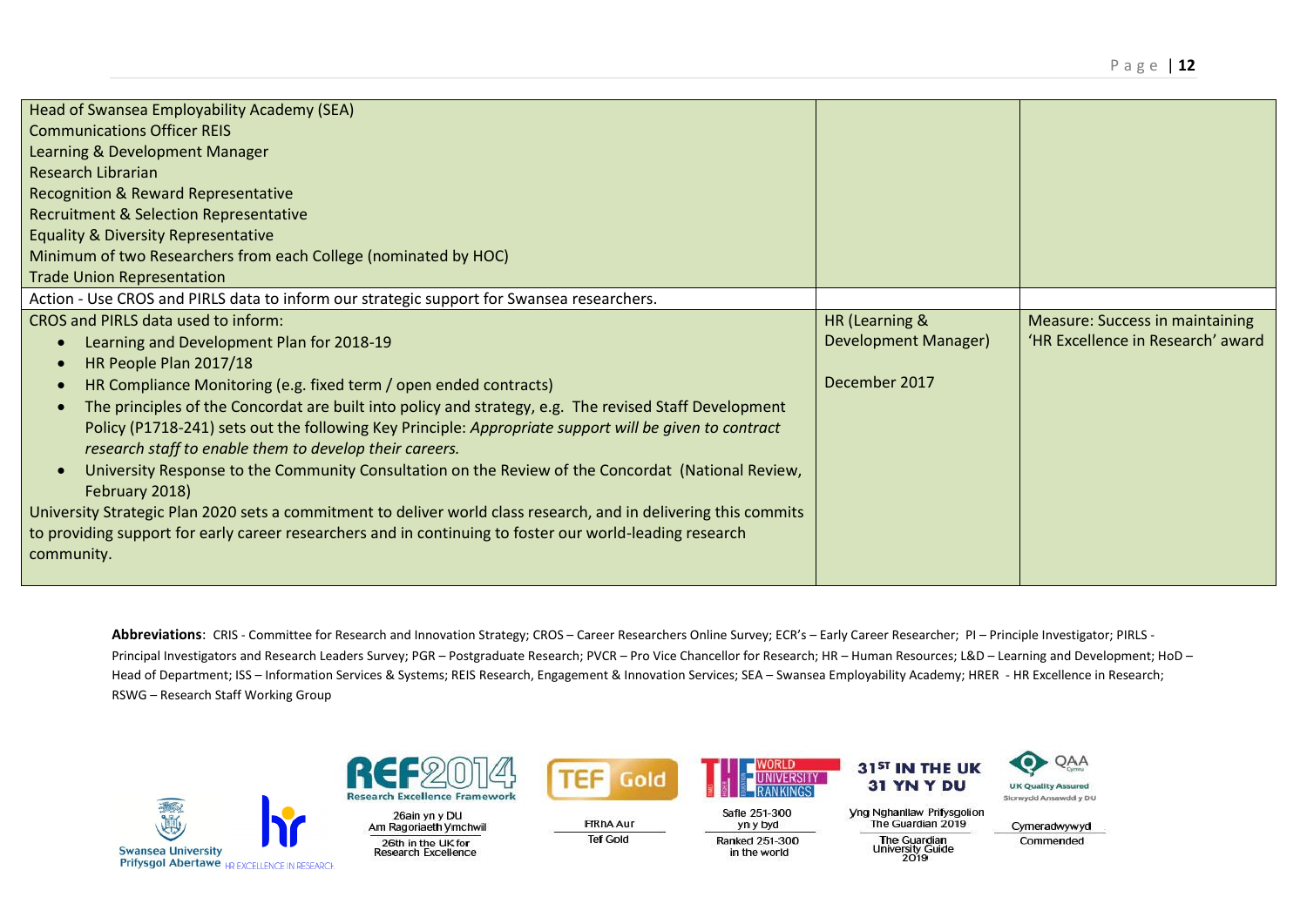| | | |
|---|---|---|
| Head of Swansea Employability Academy (SEA)<br>Communications Officer REIS<br>Learning & Development Manager<br>Research Librarian<br>Recognition & Reward Representative<br>Recruitment & Selection Representative<br>Equality & Diversity Representative<br>Minimum of two Researchers from each College (nominated by HOC)<br>Trade Union Representation | | |
| Action - Use CROS and PIRLS data to inform our strategic support for Swansea researchers. | | |
| CROS and PIRLS data used to inform:<br>• Learning and Development Plan for 2018-19<br>• HR People Plan 2017/18<br>• HR Compliance Monitoring (e.g. fixed term / open ended contracts)<br>• The principles of the Concordat are built into policy and strategy, e.g. The revised Staff Development Policy (P1718-241) sets out the following Key Principle: *Appropriate support will be given to contract research staff to enable them to develop their careers.*<br>• University Response to the Community Consultation on the Review of the Concordat (National Review, February 2018)<br>University Strategic Plan 2020 sets a commitment to deliver world class research, and in delivering this commits to providing support for early career researchers and in continuing to foster our world-leading research community. | HR (Learning & Development Manager)<br><br>December 2017 | Measure: Success in maintaining 'HR Excellence in Research' award |

**Abbreviations**: CRIS - Committee for Research and Innovation Strategy; CROS – Career Researchers Online Survey; ECR's – Early Career Researcher; PI – Principle Investigator; PIRLS - Principal Investigators and Research Leaders Survey; PGR – Postgraduate Research; PVCR – Pro Vice Chancellor for Research; HR – Human Resources; L&D – Learning and Development; HoD – Head of Department; ISS – Information Services & Systems; REIS Research, Engagement & Innovation Services; SEA – Swansea Employability Academy; HRER - HR Excellence in Research; RSWG – Research Staff Working Group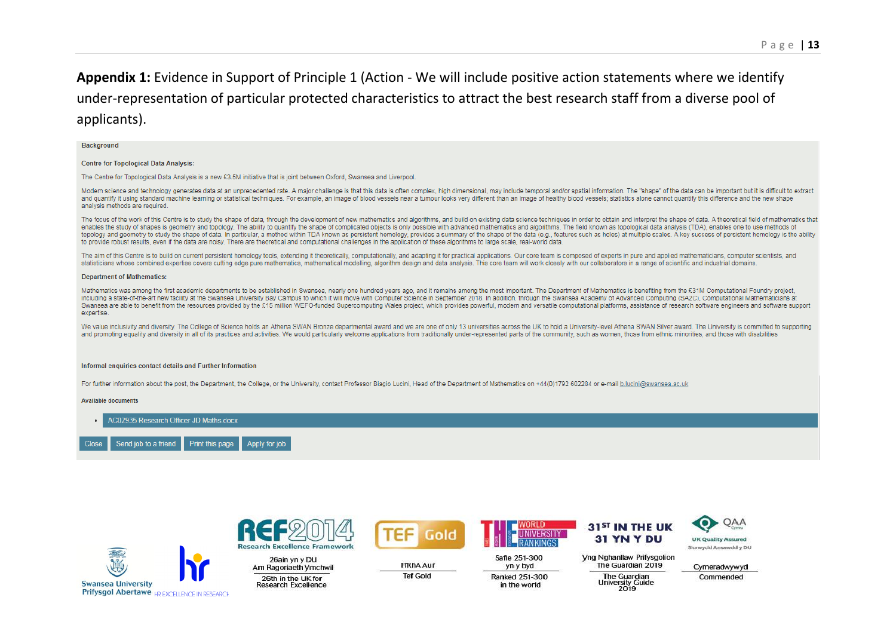**Appendix 1:** Evidence in Support of Principle 1 (Action - We will include positive action statements where we identify under-representation of particular protected characteristics to attract the best research staff from a diverse pool of applicants).

**Background**

**Centre for Topological Data Analysis:**

The Centre for Topological Data Analysis is a new £3.5M initiative that is joint between Oxford, Swansea and Liverpool.

Modern science and technology generates data at an unprecedented rate. A major challenge is that this data is often complex, high dimensional, may include temporal and/or spatial information. The "shape" of the data can be important but it is difficult to extract and quantify it using standard machine learning or statistical techniques. For example, an image of blood vessels near a tumour looks very different than an image of healthy blood vessels; statistics alone cannot quantify this difference and the new shape analysis methods are required.

The focus of the work of this Centre is to study the shape of data, through the development of new mathematics and algorithms, and build on existing data science techniques in order to obtain and interpret the shape of data. A theoretical field of mathematics that enables the study of shapes is geometry and topology. The ability to quantify the shape of complicated objects is only possible with advanced mathematics and algorithms. The field known as topological data analysis (TDA), enables one to use methods of topology and geometry to study the shape of data. In particular, a method within TDA known as persistent homology, provides a summary of the shape of the data (e.g., features such as holes) at multiple scales. A key success of persistent homology is the ability to provide robust results, even if the data are noisy. There are theoretical and computational challenges in the application of these algorithms to large scale, real-world data.

The aim of this Centre is to build on current persistent homology tools, extending it theoretically, computationally, and adapting it for practical applications. Our core team is composed of experts in pure and applied mathematicians, computer scientists, and statisticians whose combined expertise covers cutting edge pure mathematics, mathematical modelling, algorithm design and data analysis. This core team will work closely with our collaborators in a range of scientific and industrial domains.

**Department of Mathematics:**

Mathematics was among the first academic departments to be established in Swansea, nearly one hundred years ago, and it remains among the most important. The Department of Mathematics is benefiting from the £31M Computational Foundry project, including a state-of-the-art new facility at the Swansea University Bay Campus to which it will move with Computer Science in September 2018. In addition, through the Swansea Academy of Advanced Computing (SA2C), Computational Mathematicians at Swansea are able to benefit from the resources provided by the £15 million WEFO-funded Supercomputing Wales project, which provides powerful, modern and versatile computational platforms, assistance of research software engineers and software support expertise.

We value inclusivity and diversity. The College of Science holds an Athena SWAN Bronze departmental award and we are one of only 13 universities across the UK to hold a University-level Athena SWAN Silver award. The University is committed to supporting and promoting equality and diversity in all of its practices and activities. We would particularly welcome applications from traditionally under-represented parts of the community, such as women, those from ethnic minorities, and those with disabilities

**Informal enquiries contact details and Further Information**

For further information about the post, the Department, the College, or the University, contact Professor Biagio Lucini, Head of the Department of Mathematics on +44(0)1792 602284 or e-mail b.lucini@swansea.ac.uk

**Available documents**

- AC02935 Research Officer JD Maths.docx

Close | Send job to a friend | Print this page | Apply for job

Swansea University
Prifysgol Abertawe
HR EXCELLENCE IN RESEARCH

REF2014 Research Excellence Framework
26ain yn y DU Am Ragoriaeth Ymchwil
26th in the UK for Research Excellence

TEF Gold
FfRhA Aur
Tef Gold

WORLD UNIVERSITY RANKINGS
Safle 251-300 yn y byd
Ranked 251-300 in the world

31ST IN THE UK
31 YN Y DU
Yng Nghanllaw Prifysgolion The Guardian 2019
The Guardian University Guide 2019

QAA
UK Quality Assured
Sicrwydd Ansawdd y DU
Cymeradwywyd
Commended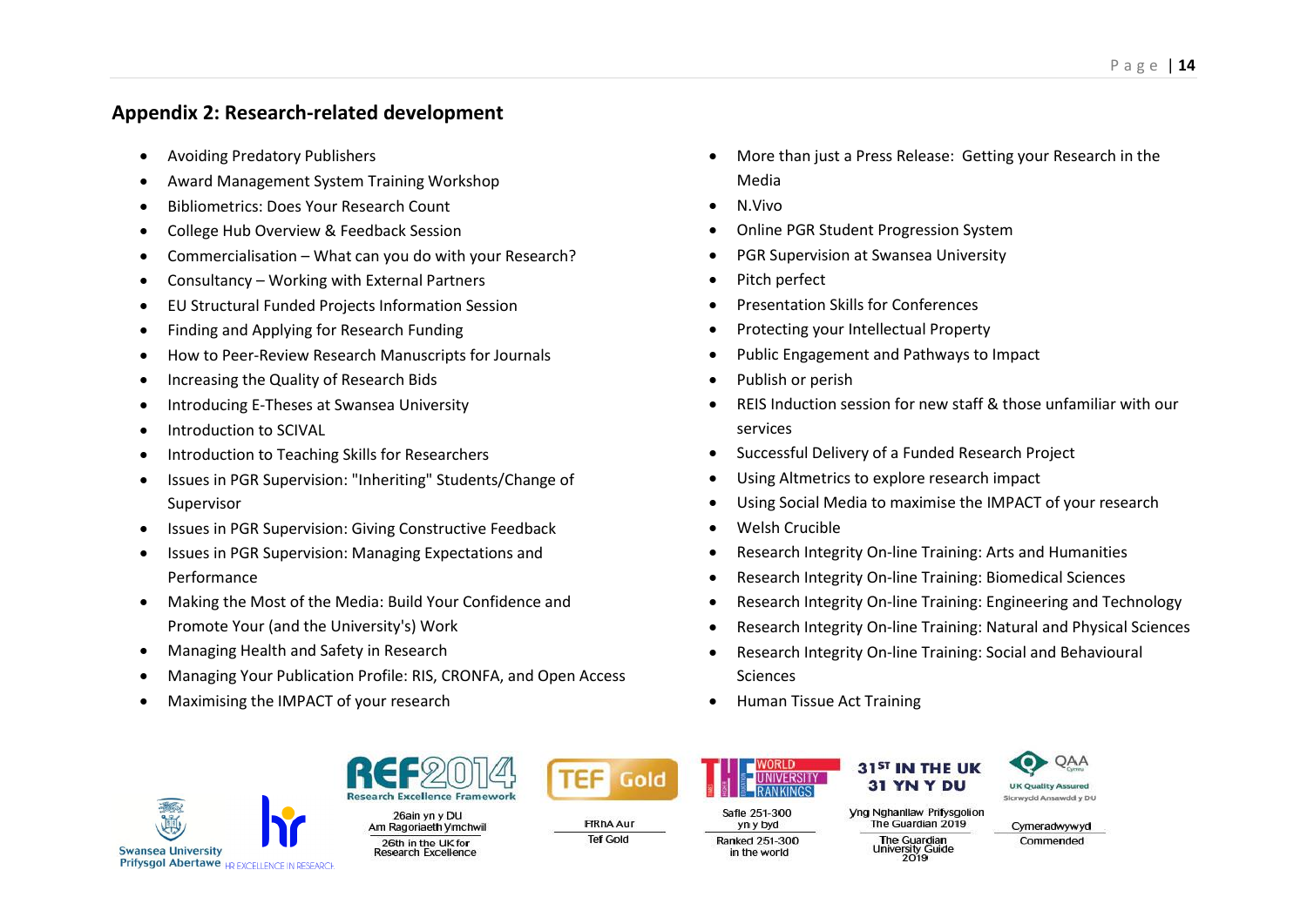## Appendix 2: Research-related development

- Avoiding Predatory Publishers
- Award Management System Training Workshop
- Bibliometrics: Does Your Research Count
- College Hub Overview & Feedback Session
- Commercialisation – What can you do with your Research?
- Consultancy – Working with External Partners
- EU Structural Funded Projects Information Session
- Finding and Applying for Research Funding
- How to Peer-Review Research Manuscripts for Journals
- Increasing the Quality of Research Bids
- Introducing E-Theses at Swansea University
- Introduction to SCIVAL
- Introduction to Teaching Skills for Researchers
- Issues in PGR Supervision: "Inheriting" Students/Change of Supervisor
- Issues in PGR Supervision: Giving Constructive Feedback
- Issues in PGR Supervision: Managing Expectations and Performance
- Making the Most of the Media: Build Your Confidence and Promote Your (and the University's) Work
- Managing Health and Safety in Research
- Managing Your Publication Profile: RIS, CRONFA, and Open Access
- Maximising the IMPACT of your research
- More than just a Press Release: Getting your Research in the Media
- N.Vivo
- Online PGR Student Progression System
- PGR Supervision at Swansea University
- Pitch perfect
- Presentation Skills for Conferences
- Protecting your Intellectual Property
- Public Engagement and Pathways to Impact
- Publish or perish
- REIS Induction session for new staff & those unfamiliar with our services
- Successful Delivery of a Funded Research Project
- Using Altmetrics to explore research impact
- Using Social Media to maximise the IMPACT of your research
- Welsh Crucible
- Research Integrity On-line Training: Arts and Humanities
- Research Integrity On-line Training: Biomedical Sciences
- Research Integrity On-line Training: Engineering and Technology
- Research Integrity On-line Training: Natural and Physical Sciences
- Research Integrity On-line Training: Social and Behavioural Sciences
- Human Tissue Act Training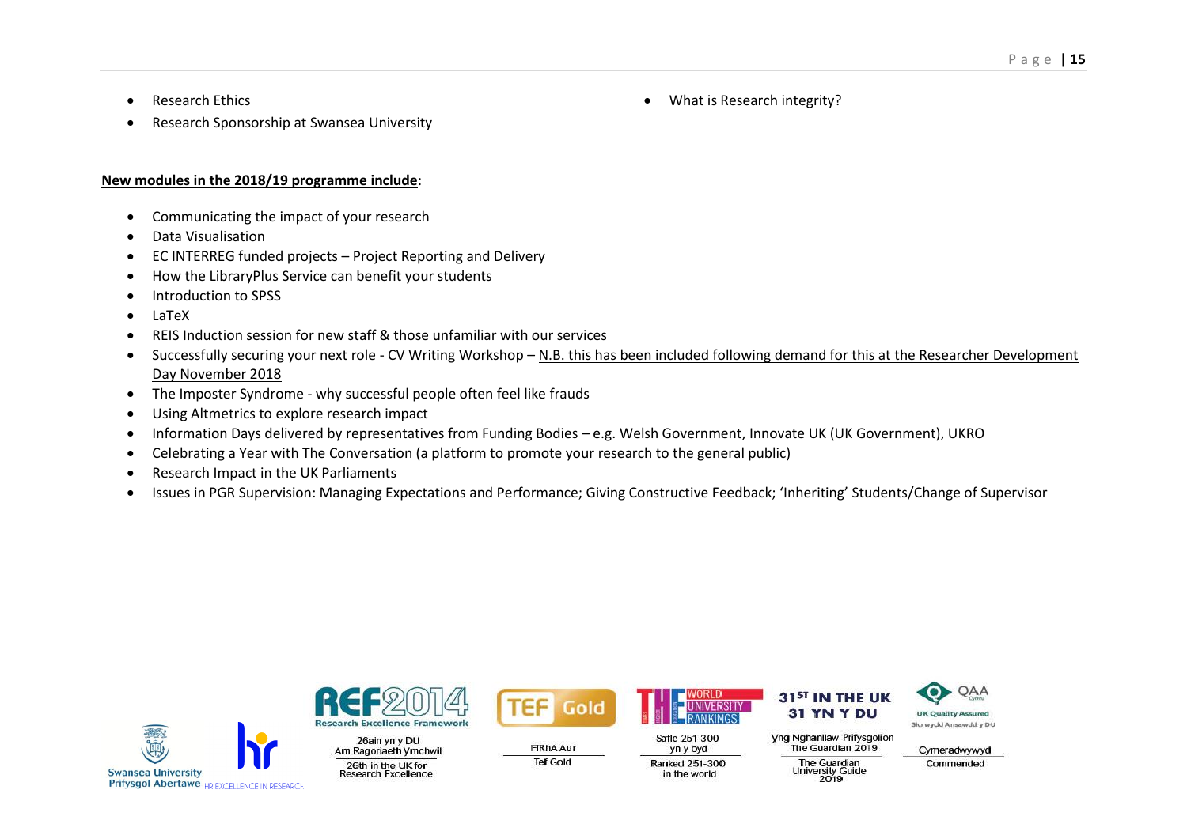- Research Ethics
- Research Sponsorship at Swansea University
- What is Research integrity?

**New modules in the 2018/19 programme include**:

- Communicating the impact of your research
- Data Visualisation
- EC INTERREG funded projects – Project Reporting and Delivery
- How the LibraryPlus Service can benefit your students
- Introduction to SPSS
- LaTeX
- REIS Induction session for new staff & those unfamiliar with our services
- Successfully securing your next role - CV Writing Workshop – N.B. this has been included following demand for this at the Researcher Development Day November 2018
- The Imposter Syndrome - why successful people often feel like frauds
- Using Altmetrics to explore research impact
- Information Days delivered by representatives from Funding Bodies – e.g. Welsh Government, Innovate UK (UK Government), UKRO
- Celebrating a Year with The Conversation (a platform to promote your research to the general public)
- Research Impact in the UK Parliaments
- Issues in PGR Supervision: Managing Expectations and Performance; Giving Constructive Feedback; 'Inheriting' Students/Change of Supervisor